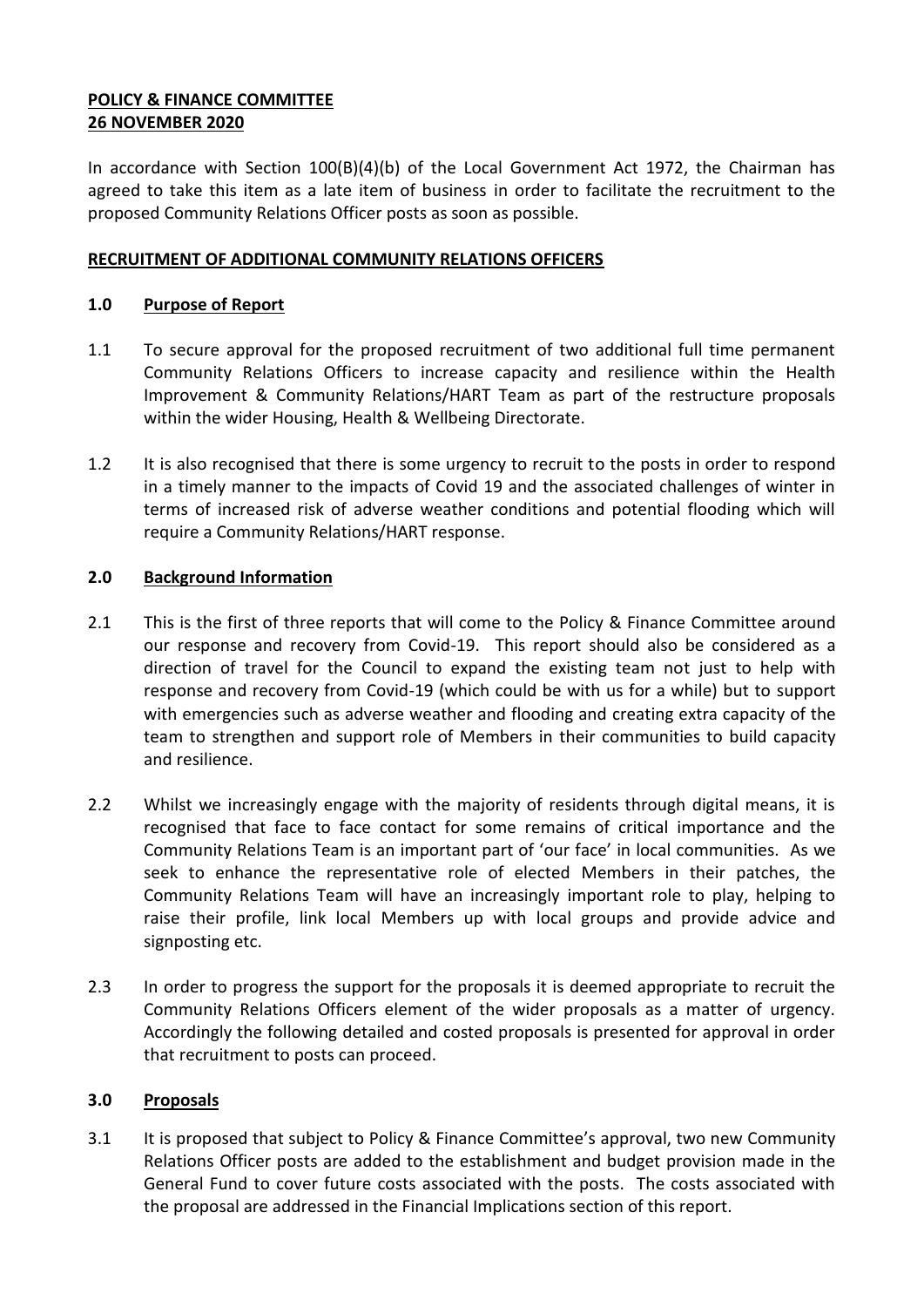**POLICY & FINANCE COMMITTEE**
**26 NOVEMBER 2020**

In accordance with Section 100(B)(4)(b) of the Local Government Act 1972, the Chairman has agreed to take this item as a late item of business in order to facilitate the recruitment to the proposed Community Relations Officer posts as soon as possible.

## RECRUITMENT OF ADDITIONAL COMMUNITY RELATIONS OFFICERS

### 1.0 Purpose of Report

1.1 To secure approval for the proposed recruitment of two additional full time permanent Community Relations Officers to increase capacity and resilience within the Health Improvement & Community Relations/HART Team as part of the restructure proposals within the wider Housing, Health & Wellbeing Directorate.

1.2 It is also recognised that there is some urgency to recruit to the posts in order to respond in a timely manner to the impacts of Covid 19 and the associated challenges of winter in terms of increased risk of adverse weather conditions and potential flooding which will require a Community Relations/HART response.

### 2.0 Background Information

2.1 This is the first of three reports that will come to the Policy & Finance Committee around our response and recovery from Covid-19. This report should also be considered as a direction of travel for the Council to expand the existing team not just to help with response and recovery from Covid-19 (which could be with us for a while) but to support with emergencies such as adverse weather and flooding and creating extra capacity of the team to strengthen and support role of Members in their communities to build capacity and resilience.

2.2 Whilst we increasingly engage with the majority of residents through digital means, it is recognised that face to face contact for some remains of critical importance and the Community Relations Team is an important part of 'our face' in local communities. As we seek to enhance the representative role of elected Members in their patches, the Community Relations Team will have an increasingly important role to play, helping to raise their profile, link local Members up with local groups and provide advice and signposting etc.

2.3 In order to progress the support for the proposals it is deemed appropriate to recruit the Community Relations Officers element of the wider proposals as a matter of urgency. Accordingly the following detailed and costed proposals is presented for approval in order that recruitment to posts can proceed.

### 3.0 Proposals

3.1 It is proposed that subject to Policy & Finance Committee's approval, two new Community Relations Officer posts are added to the establishment and budget provision made in the General Fund to cover future costs associated with the posts. The costs associated with the proposal are addressed in the Financial Implications section of this report.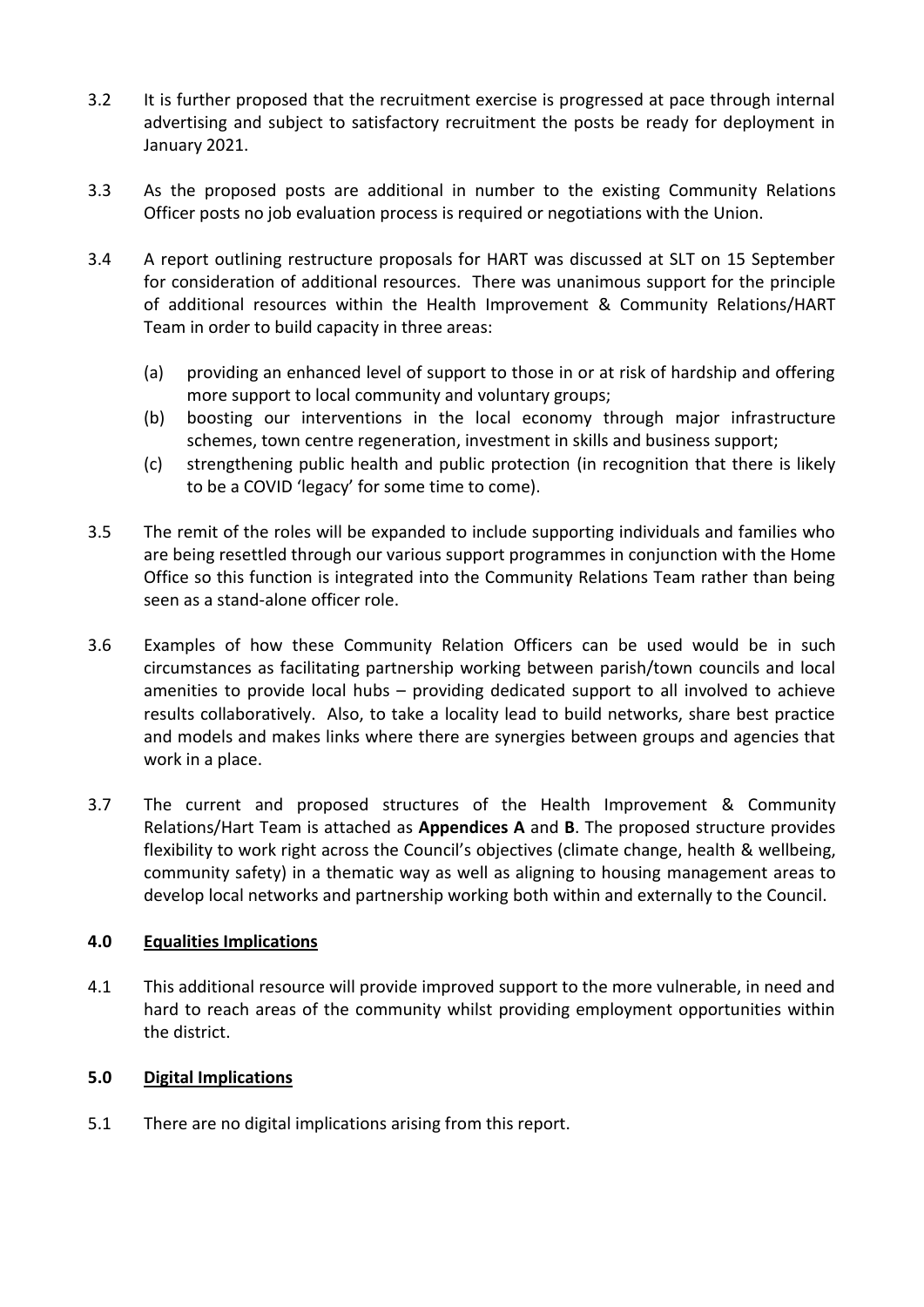3.2 It is further proposed that the recruitment exercise is progressed at pace through internal advertising and subject to satisfactory recruitment the posts be ready for deployment in January 2021.

3.3 As the proposed posts are additional in number to the existing Community Relations Officer posts no job evaluation process is required or negotiations with the Union.

3.4 A report outlining restructure proposals for HART was discussed at SLT on 15 September for consideration of additional resources. There was unanimous support for the principle of additional resources within the Health Improvement & Community Relations/HART Team in order to build capacity in three areas:

(a) providing an enhanced level of support to those in or at risk of hardship and offering more support to local community and voluntary groups;
(b) boosting our interventions in the local economy through major infrastructure schemes, town centre regeneration, investment in skills and business support;
(c) strengthening public health and public protection (in recognition that there is likely to be a COVID 'legacy' for some time to come).

3.5 The remit of the roles will be expanded to include supporting individuals and families who are being resettled through our various support programmes in conjunction with the Home Office so this function is integrated into the Community Relations Team rather than being seen as a stand-alone officer role.

3.6 Examples of how these Community Relation Officers can be used would be in such circumstances as facilitating partnership working between parish/town councils and local amenities to provide local hubs – providing dedicated support to all involved to achieve results collaboratively. Also, to take a locality lead to build networks, share best practice and models and makes links where there are synergies between groups and agencies that work in a place.

3.7 The current and proposed structures of the Health Improvement & Community Relations/Hart Team is attached as **Appendices A** and **B**. The proposed structure provides flexibility to work right across the Council's objectives (climate change, health & wellbeing, community safety) in a thematic way as well as aligning to housing management areas to develop local networks and partnership working both within and externally to the Council.

## 4.0 Equalities Implications

4.1 This additional resource will provide improved support to the more vulnerable, in need and hard to reach areas of the community whilst providing employment opportunities within the district.

## 5.0 Digital Implications

5.1 There are no digital implications arising from this report.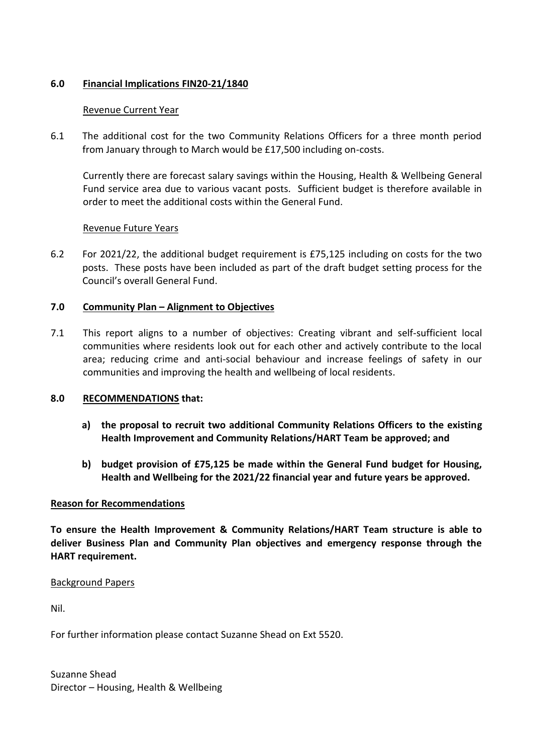## 6.0 Financial Implications FIN20-21/1840

Revenue Current Year

6.1 The additional cost for the two Community Relations Officers for a three month period from January through to March would be £17,500 including on-costs.

Currently there are forecast salary savings within the Housing, Health & Wellbeing General Fund service area due to various vacant posts. Sufficient budget is therefore available in order to meet the additional costs within the General Fund.

Revenue Future Years

6.2 For 2021/22, the additional budget requirement is £75,125 including on costs for the two posts. These posts have been included as part of the draft budget setting process for the Council's overall General Fund.

## 7.0 Community Plan – Alignment to Objectives

7.1 This report aligns to a number of objectives: Creating vibrant and self-sufficient local communities where residents look out for each other and actively contribute to the local area; reducing crime and anti-social behaviour and increase feelings of safety in our communities and improving the health and wellbeing of local residents.

## 8.0 RECOMMENDATIONS that:

**a) the proposal to recruit two additional Community Relations Officers to the existing Health Improvement and Community Relations/HART Team be approved; and**

**b) budget provision of £75,125 be made within the General Fund budget for Housing, Health and Wellbeing for the 2021/22 financial year and future years be approved.**

**Reason for Recommendations**

**To ensure the Health Improvement & Community Relations/HART Team structure is able to deliver Business Plan and Community Plan objectives and emergency response through the HART requirement.**

Background Papers

Nil.

For further information please contact Suzanne Shead on Ext 5520.

Suzanne Shead
Director – Housing, Health & Wellbeing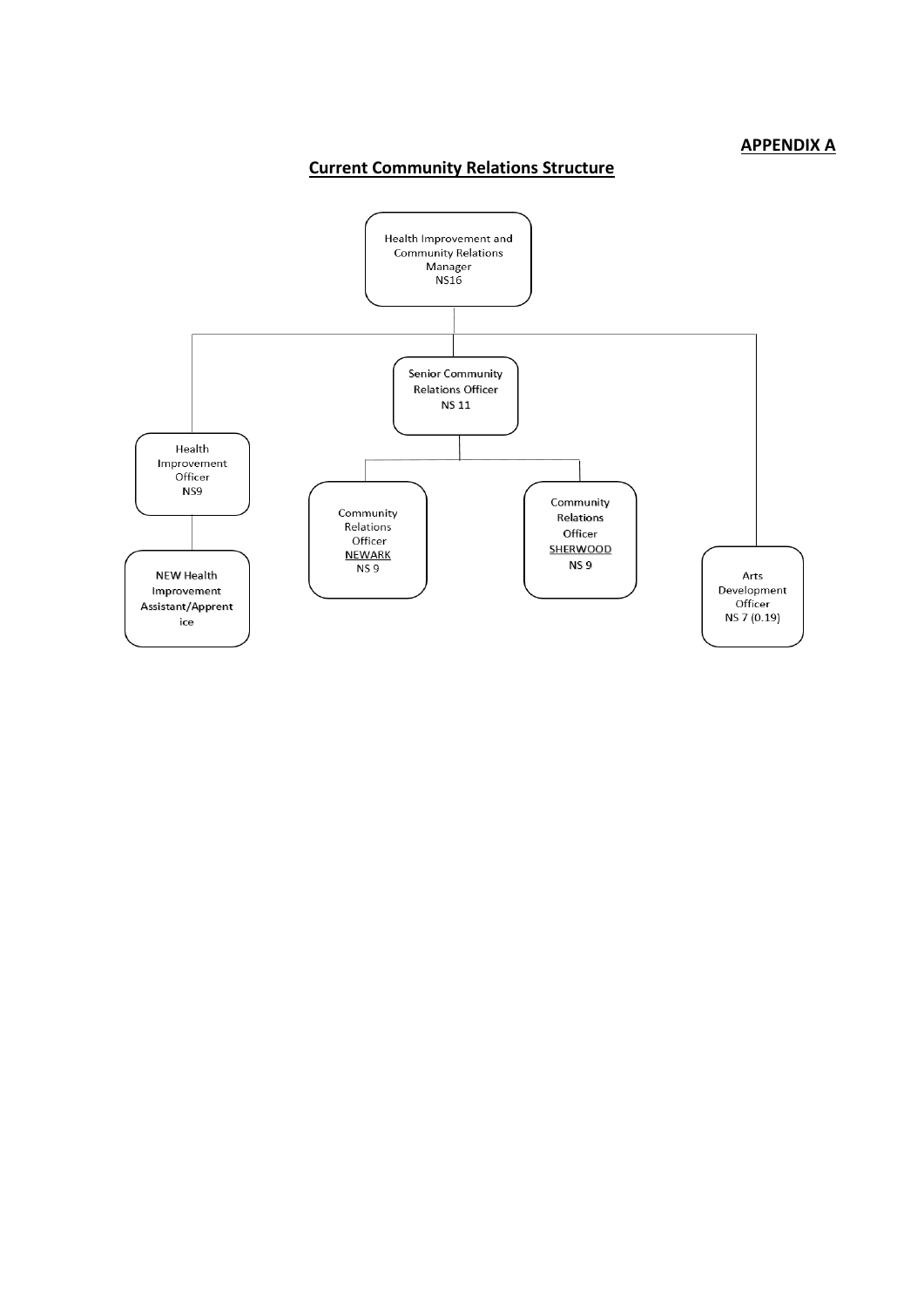**APPENDIX A**

## Current Community Relations Structure

- Health Improvement and Community Relations Manager NS16
  - Health Improvement Officer NS9
    - NEW Health Improvement Assistant/Apprentice
  - Senior Community Relations Officer NS 11
    - Community Relations Officer NEWARK NS 9
    - Community Relations Officer SHERWOOD NS 9
  - Arts Development Officer NS 7 (0.19)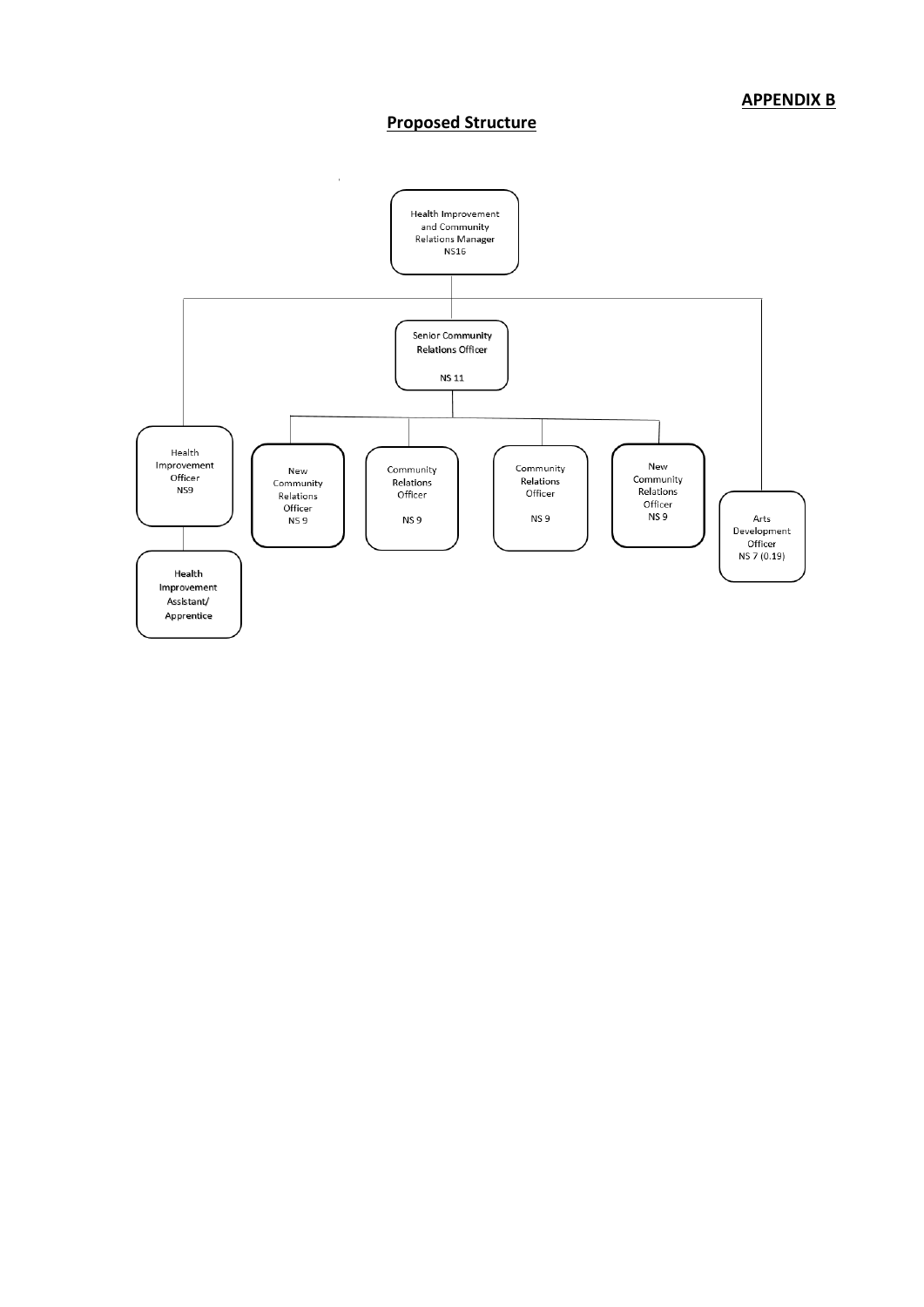**APPENDIX B**

## Proposed Structure

Health Improvement and Community Relations Manager
NS16

Senior Community Relations Officer
NS 11

Health Improvement Officer
NS9

Health Improvement Assistant/ Apprentice

New Community Relations Officer
NS 9

Community Relations Officer
NS 9

Community Relations Officer
NS 9

New Community Relations Officer
NS 9

Arts Development Officer
NS 7 (0.19)